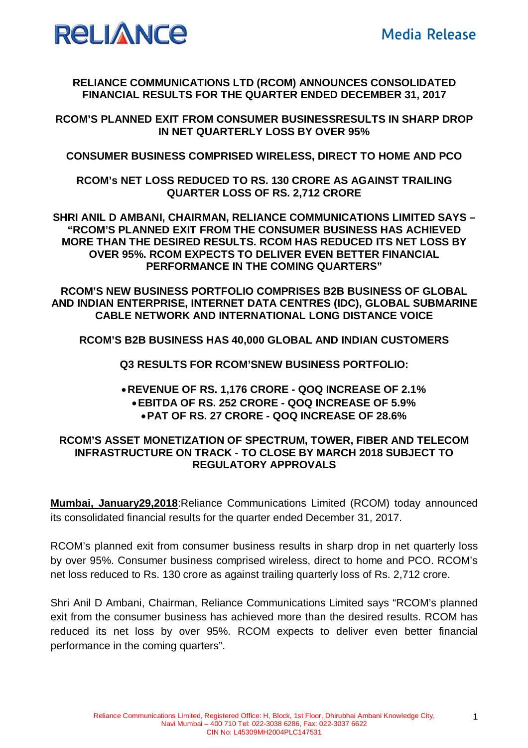**Media Release**

**RELIANCE COMMUNICATIONS LTD (RCOM) ANNOUNCES CONSOLIDATED FINANCIAL RESULTS FOR THE QUARTER ENDED DECEMBER 31, 2017**

**RCOM'S PLANNED EXIT FROM CONSUMER BUSINESSRESULTS IN SHARP DROP IN NET QUARTERLY LOSS BY OVER 95%**

**CONSUMER BUSINESS COMPRISED WIRELESS, DIRECT TO HOME AND PCO**

**RCOM's NET LOSS REDUCED TO RS. 130 CRORE AS AGAINST TRAILING QUARTER LOSS OF RS. 2,712 CRORE**

**SHRI ANIL D AMBANI, CHAIRMAN, RELIANCE COMMUNICATIONS LIMITED SAYS – "RCOM'S PLANNED EXIT FROM THE CONSUMER BUSINESS HAS ACHIEVED MORE THAN THE DESIRED RESULTS. RCOM HAS REDUCED ITS NET LOSS BY OVER 95%. RCOM EXPECTS TO DELIVER EVEN BETTER FINANCIAL PERFORMANCE IN THE COMING QUARTERS"**

**RCOM'S NEW BUSINESS PORTFOLIO COMPRISES B2B BUSINESS OF GLOBAL AND INDIAN ENTERPRISE, INTERNET DATA CENTRES (IDC), GLOBAL SUBMARINE CABLE NETWORK AND INTERNATIONAL LONG DISTANCE VOICE**

**RCOM'S B2B BUSINESS HAS 40,000 GLOBAL AND INDIAN CUSTOMERS**

**Q3 RESULTS FOR RCOM'SNEW BUSINESS PORTFOLIO:**

- **REVENUE OF RS. 1,176 CRORE - QOQ INCREASE OF 2.1%**
- **EBITDA OF RS. 252 CRORE - QOQ INCREASE OF 5.9%**
- **PAT OF RS. 27 CRORE - QOQ INCREASE OF 28.6%**

**RCOM'S ASSET MONETIZATION OF SPECTRUM, TOWER, FIBER AND TELECOM INFRASTRUCTURE ON TRACK - TO CLOSE BY MARCH 2018 SUBJECT TO REGULATORY APPROVALS**

**Mumbai, January29,2018**:Reliance Communications Limited (RCOM) today announced its consolidated financial results for the quarter ended December 31, 2017.

RCOM's planned exit from consumer business results in sharp drop in net quarterly loss by over 95%. Consumer business comprised wireless, direct to home and PCO. RCOM's net loss reduced to Rs. 130 crore as against trailing quarterly loss of Rs. 2,712 crore.

Shri Anil D Ambani, Chairman, Reliance Communications Limited says "RCOM's planned exit from the consumer business has achieved more than the desired results. RCOM has reduced its net loss by over 95%. RCOM expects to deliver even better financial performance in the coming quarters".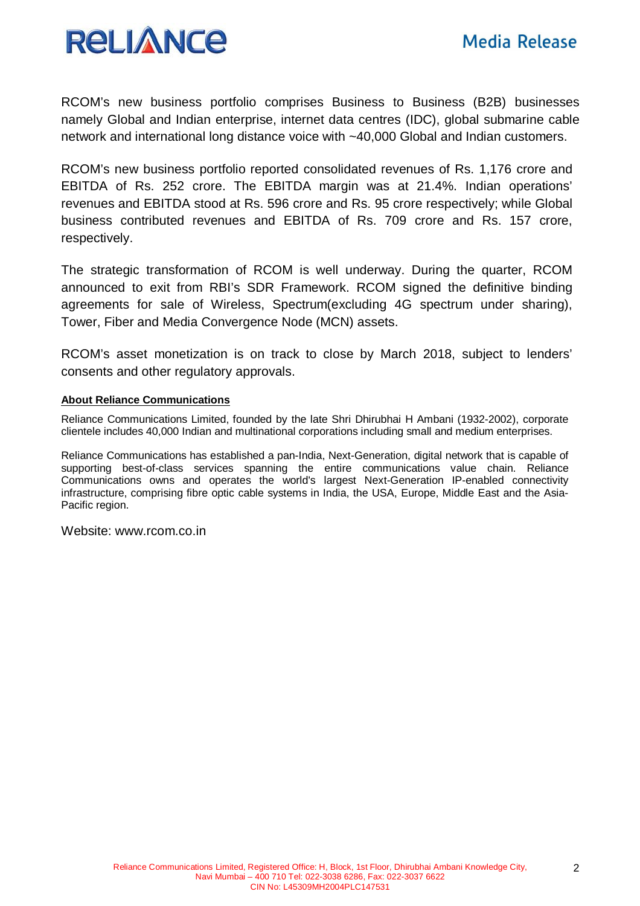RCOM's new business portfolio comprises Business to Business (B2B) businesses namely Global and Indian enterprise, internet data centres (IDC), global submarine cable network and international long distance voice with ~40,000 Global and Indian customers.

RCOM's new business portfolio reported consolidated revenues of Rs. 1,176 crore and EBITDA of Rs. 252 crore. The EBITDA margin was at 21.4%. Indian operations' revenues and EBITDA stood at Rs. 596 crore and Rs. 95 crore respectively; while Global business contributed revenues and EBITDA of Rs. 709 crore and Rs. 157 crore, respectively.

The strategic transformation of RCOM is well underway. During the quarter, RCOM announced to exit from RBI's SDR Framework. RCOM signed the definitive binding agreements for sale of Wireless, Spectrum(excluding 4G spectrum under sharing), Tower, Fiber and Media Convergence Node (MCN) assets.

RCOM's asset monetization is on track to close by March 2018, subject to lenders' consents and other regulatory approvals.

**About Reliance Communications**

Reliance Communications Limited, founded by the late Shri Dhirubhai H Ambani (1932-2002), corporate clientele includes 40,000 Indian and multinational corporations including small and medium enterprises.

Reliance Communications has established a pan-India, Next-Generation, digital network that is capable of supporting best-of-class services spanning the entire communications value chain. Reliance Communications owns and operates the world's largest Next-Generation IP-enabled connectivity infrastructure, comprising fibre optic cable systems in India, the USA, Europe, Middle East and the Asia-Pacific region.

Website: www.rcom.co.in

Reliance Communications Limited, Registered Office: H, Block, 1st Floor, Dhirubhai Ambani Knowledge City, Navi Mumbai – 400 710 Tel: 022-3038 6286, Fax: 022-3037 6622
CIN No: L45309MH2004PLC147531